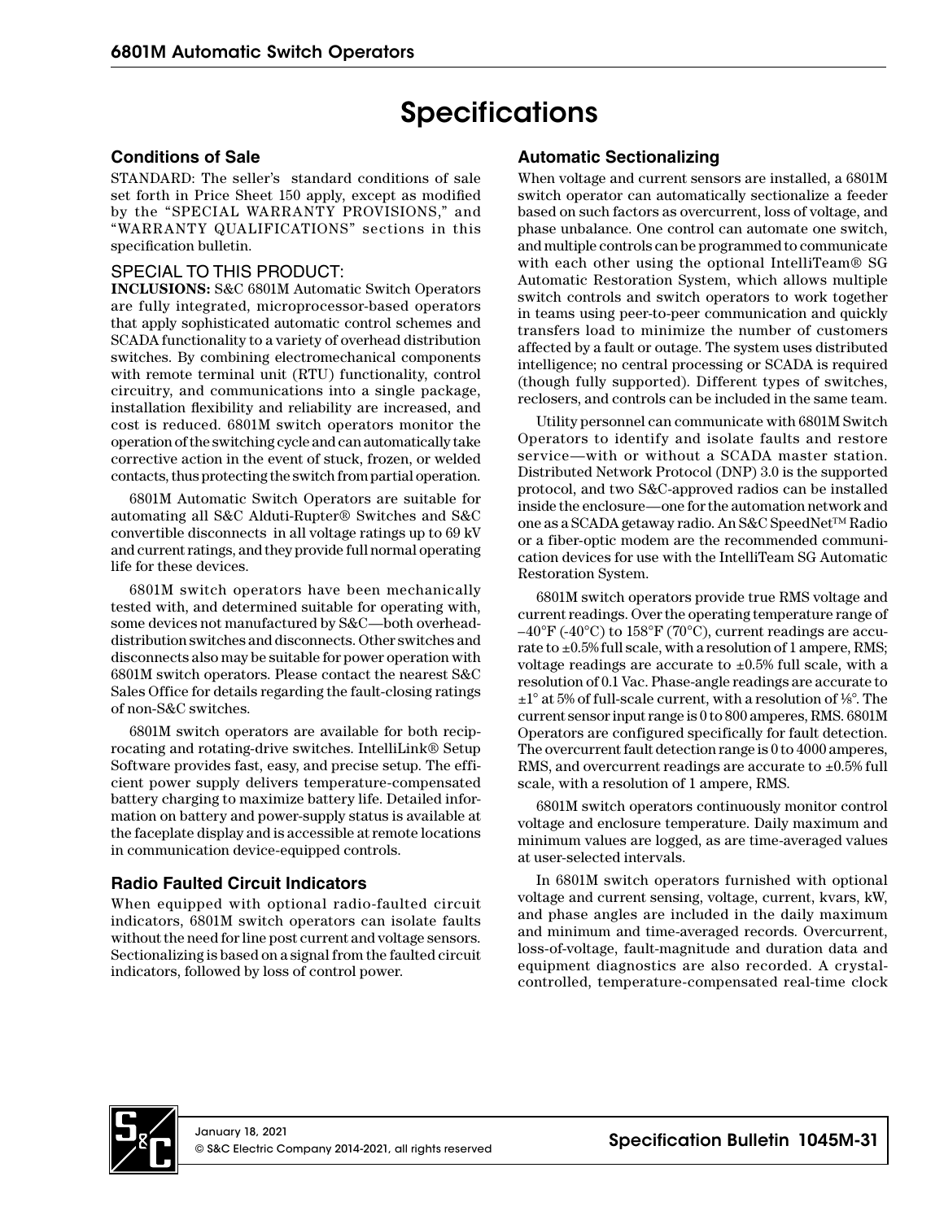# Specifications

## Conditions of Sale

STANDARD: The seller's standard conditions of sale set forth in Price Sheet 150 apply, except as modified by the "SPECIAL WARRANTY PROVISIONS," and "WARRANTY QUALIFICATIONS" sections in this specification bulletin.

### SPECIAL TO THIS PRODUCT:

**INCLUSIONS:** S&C 6801M Automatic Switch Operators are fully integrated, microprocessor-based operators that apply sophisticated automatic control schemes and SCADA functionality to a variety of overhead distribution switches. By combining electromechanical components with remote terminal unit (RTU) functionality, control circuitry, and communications into a single package, installation flexibility and reliability are increased, and cost is reduced. 6801M switch operators monitor the operation of the switching cycle and can automatically take corrective action in the event of stuck, frozen, or welded contacts, thus protecting the switch from partial operation.

6801M Automatic Switch Operators are suitable for automating all S&C Alduti-Rupter® Switches and S&C convertible disconnects in all voltage ratings up to 69 kV and current ratings, and they provide full normal operating life for these devices.

6801M switch operators have been mechanically tested with, and determined suitable for operating with, some devices not manufactured by S&C—both overhead-distribution switches and disconnects. Other switches and disconnects also may be suitable for power operation with 6801M switch operators. Please contact the nearest S&C Sales Office for details regarding the fault-closing ratings of non-S&C switches.

6801M switch operators are available for both reciprocating and rotating-drive switches. IntelliLink® Setup Software provides fast, easy, and precise setup. The efficient power supply delivers temperature-compensated battery charging to maximize battery life. Detailed information on battery and power-supply status is available at the faceplate display and is accessible at remote locations in communication device-equipped controls.

## Radio Faulted Circuit Indicators

When equipped with optional radio-faulted circuit indicators, 6801M switch operators can isolate faults without the need for line post current and voltage sensors. Sectionalizing is based on a signal from the faulted circuit indicators, followed by loss of control power.

## Automatic Sectionalizing

When voltage and current sensors are installed, a 6801M switch operator can automatically sectionalize a feeder based on such factors as overcurrent, loss of voltage, and phase unbalance. One control can automate one switch, and multiple controls can be programmed to communicate with each other using the optional IntelliTeam® SG Automatic Restoration System, which allows multiple switch controls and switch operators to work together in teams using peer-to-peer communication and quickly transfers load to minimize the number of customers affected by a fault or outage. The system uses distributed intelligence; no central processing or SCADA is required (though fully supported). Different types of switches, reclosers, and controls can be included in the same team.

Utility personnel can communicate with 6801M Switch Operators to identify and isolate faults and restore service—with or without a SCADA master station. Distributed Network Protocol (DNP) 3.0 is the supported protocol, and two S&C-approved radios can be installed inside the enclosure—one for the automation network and one as a SCADA getaway radio. An S&C SpeedNet™ Radio or a fiber-optic modem are the recommended communication devices for use with the IntelliTeam SG Automatic Restoration System.

6801M switch operators provide true RMS voltage and current readings. Over the operating temperature range of –40°F (-40°C) to 158°F (70°C), current readings are accurate to ±0.5% full scale, with a resolution of 1 ampere, RMS; voltage readings are accurate to ±0.5% full scale, with a resolution of 0.1 Vac. Phase-angle readings are accurate to ±1° at 5% of full-scale current, with a resolution of ⅛°. The current sensor input range is 0 to 800 amperes, RMS. 6801M Operators are configured specifically for fault detection. The overcurrent fault detection range is 0 to 4000 amperes, RMS, and overcurrent readings are accurate to ±0.5% full scale, with a resolution of 1 ampere, RMS.

6801M switch operators continuously monitor control voltage and enclosure temperature. Daily maximum and minimum values are logged, as are time-averaged values at user-selected intervals.

In 6801M switch operators furnished with optional voltage and current sensing, voltage, current, kvars, kW, and phase angles are included in the daily maximum and minimum and time-averaged records. Overcurrent, loss-of-voltage, fault-magnitude and duration data and equipment diagnostics are also recorded. A crystal-controlled, temperature-compensated real-time clock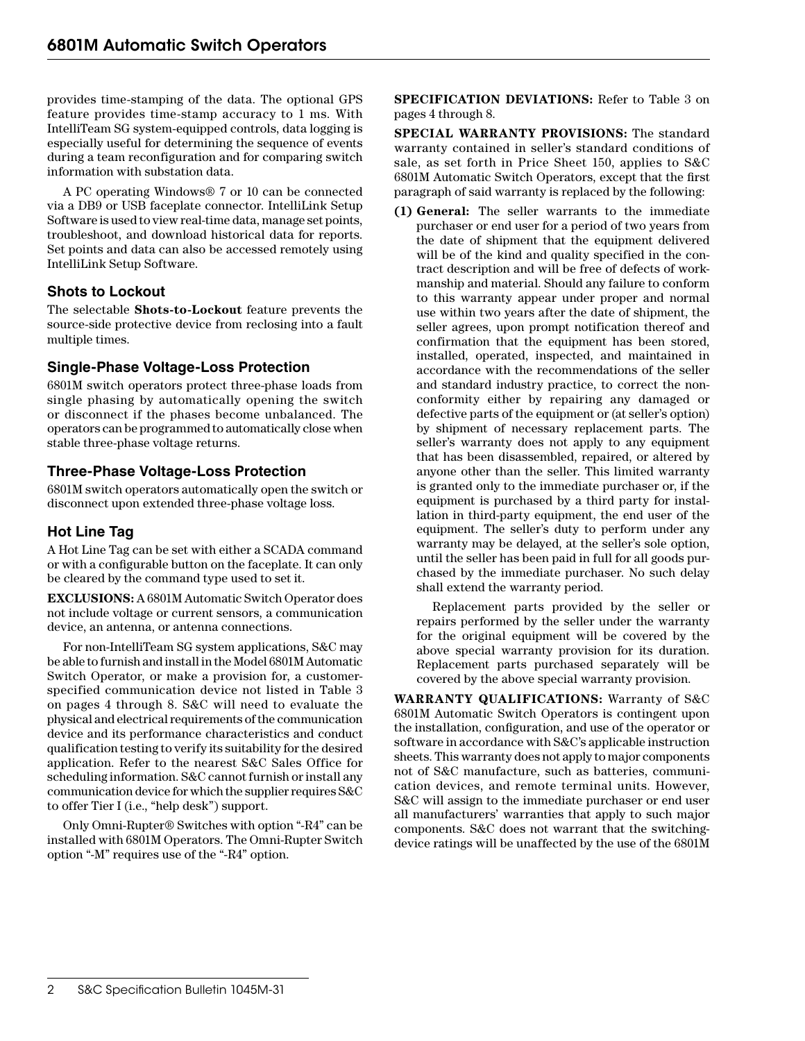provides time-stamping of the data. The optional GPS feature provides time-stamp accuracy to 1 ms. With IntelliTeam SG system-equipped controls, data logging is especially useful for determining the sequence of events during a team reconfiguration and for comparing switch information with substation data.

A PC operating Windows® 7 or 10 can be connected via a DB9 or USB faceplate connector. IntelliLink Setup Software is used to view real-time data, manage set points, troubleshoot, and download historical data for reports. Set points and data can also be accessed remotely using IntelliLink Setup Software.

### Shots to Lockout

The selectable **Shots-to-Lockout** feature prevents the source-side protective device from reclosing into a fault multiple times.

### Single-Phase Voltage-Loss Protection

6801M switch operators protect three-phase loads from single phasing by automatically opening the switch or disconnect if the phases become unbalanced. The operators can be programmed to automatically close when stable three-phase voltage returns.

### Three-Phase Voltage-Loss Protection

6801M switch operators automatically open the switch or disconnect upon extended three-phase voltage loss.

### Hot Line Tag

A Hot Line Tag can be set with either a SCADA command or with a configurable button on the faceplate. It can only be cleared by the command type used to set it.

**EXCLUSIONS:** A 6801M Automatic Switch Operator does not include voltage or current sensors, a communication device, an antenna, or antenna connections.

For non-IntelliTeam SG system applications, S&C may be able to furnish and install in the Model 6801M Automatic Switch Operator, or make a provision for, a customer-specified communication device not listed in Table 3 on pages 4 through 8. S&C will need to evaluate the physical and electrical requirements of the communication device and its performance characteristics and conduct qualification testing to verify its suitability for the desired application. Refer to the nearest S&C Sales Office for scheduling information. S&C cannot furnish or install any communication device for which the supplier requires S&C to offer Tier I (i.e., "help desk") support.

Only Omni-Rupter® Switches with option "-R4" can be installed with 6801M Operators. The Omni-Rupter Switch option "-M" requires use of the "-R4" option.

**SPECIFICATION DEVIATIONS:** Refer to Table 3 on pages 4 through 8.

**SPECIAL WARRANTY PROVISIONS:** The standard warranty contained in seller's standard conditions of sale, as set forth in Price Sheet 150, applies to S&C 6801M Automatic Switch Operators, except that the first paragraph of said warranty is replaced by the following:

**(1) General:** The seller warrants to the immediate purchaser or end user for a period of two years from the date of shipment that the equipment delivered will be of the kind and quality specified in the contract description and will be free of defects of workmanship and material. Should any failure to conform to this warranty appear under proper and normal use within two years after the date of shipment, the seller agrees, upon prompt notification thereof and confirmation that the equipment has been stored, installed, operated, inspected, and maintained in accordance with the recommendations of the seller and standard industry practice, to correct the nonconformity either by repairing any damaged or defective parts of the equipment or (at seller's option) by shipment of necessary replacement parts. The seller's warranty does not apply to any equipment that has been disassembled, repaired, or altered by anyone other than the seller. This limited warranty is granted only to the immediate purchaser or, if the equipment is purchased by a third party for installation in third-party equipment, the end user of the equipment. The seller's duty to perform under any warranty may be delayed, at the seller's sole option, until the seller has been paid in full for all goods purchased by the immediate purchaser. No such delay shall extend the warranty period.

Replacement parts provided by the seller or repairs performed by the seller under the warranty for the original equipment will be covered by the above special warranty provision for its duration. Replacement parts purchased separately will be covered by the above special warranty provision.

**WARRANTY QUALIFICATIONS:** Warranty of S&C 6801M Automatic Switch Operators is contingent upon the installation, configuration, and use of the operator or software in accordance with S&C's applicable instruction sheets. This warranty does not apply to major components not of S&C manufacture, such as batteries, communication devices, and remote terminal units. However, S&C will assign to the immediate purchaser or end user all manufacturers' warranties that apply to such major components. S&C does not warrant that the switching-device ratings will be unaffected by the use of the 6801M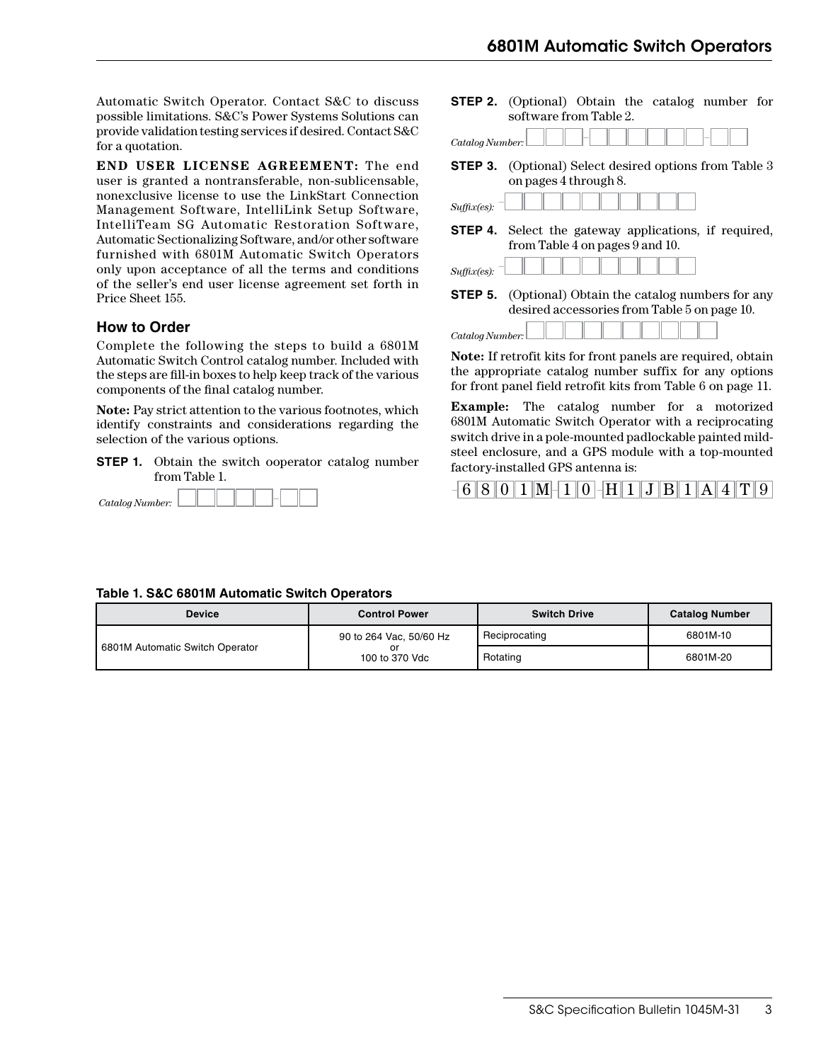Automatic Switch Operator. Contact S&C to discuss possible limitations. S&C's Power Systems Solutions can provide validation testing services if desired. Contact S&C for a quotation.

**END USER LICENSE AGREEMENT:** The end user is granted a nontransferable, non-sublicensable, nonexclusive license to use the LinkStart Connection Management Software, IntelliLink Setup Software, IntelliTeam SG Automatic Restoration Software, Automatic Sectionalizing Software, and/or other software furnished with 6801M Automatic Switch Operators only upon acceptance of all the terms and conditions of the seller's end user license agreement set forth in Price Sheet 155.

## How to Order

Complete the following steps to build a 6801M Automatic Switch Control catalog number. Included with the steps are fill-in boxes to help keep track of the various components of the final catalog number.

**Note:** Pay strict attention to the various footnotes, which identify constraints and considerations regarding the selection of the various options.

**STEP 1.** Obtain the switch ooperator catalog number from Table 1.

*Catalog Number:* ☐☐☐☐☐–☐☐

**STEP 2.** (Optional) Obtain the catalog number for software from Table 2.

*Catalog Number:* ☐☐☐–☐☐☐☐☐☐☐–☐☐

**STEP 3.** (Optional) Select desired options from Table 3 on pages 4 through 8.

*Suffix(es):* –☐☐☐☐☐☐☐☐☐☐

**STEP 4.** Select the gateway applications, if required, from Table 4 on pages 9 and 10.

*Suffix(es):* –☐☐☐☐☐☐☐☐☐☐

**STEP 5.** (Optional) Obtain the catalog numbers for any desired accessories from Table 5 on page 10.

*Catalog Number:* ☐☐☐☐☐☐☐☐☐☐

**Note:** If retrofit kits for front panels are required, obtain the appropriate catalog number suffix for any options for front panel field retrofit kits from Table 6 on page 11.

**Example:** The catalog number for a motorized 6801M Automatic Switch Operator with a reciprocating switch drive in a pole-mounted padlockable painted mild-steel enclosure, and a GPS module with a top-mounted factory-installed GPS antenna is:

–6801M–10–H1JB1A4T9

**Table 1. S&C 6801M Automatic Switch Operators**

| Device | Control Power | Switch Drive | Catalog Number |
|---|---|---|---|
| 6801M Automatic Switch Operator | 90 to 264 Vac, 50/60 Hz or 100 to 370 Vdc | Reciprocating | 6801M-10 |
| | | Rotating | 6801M-20 |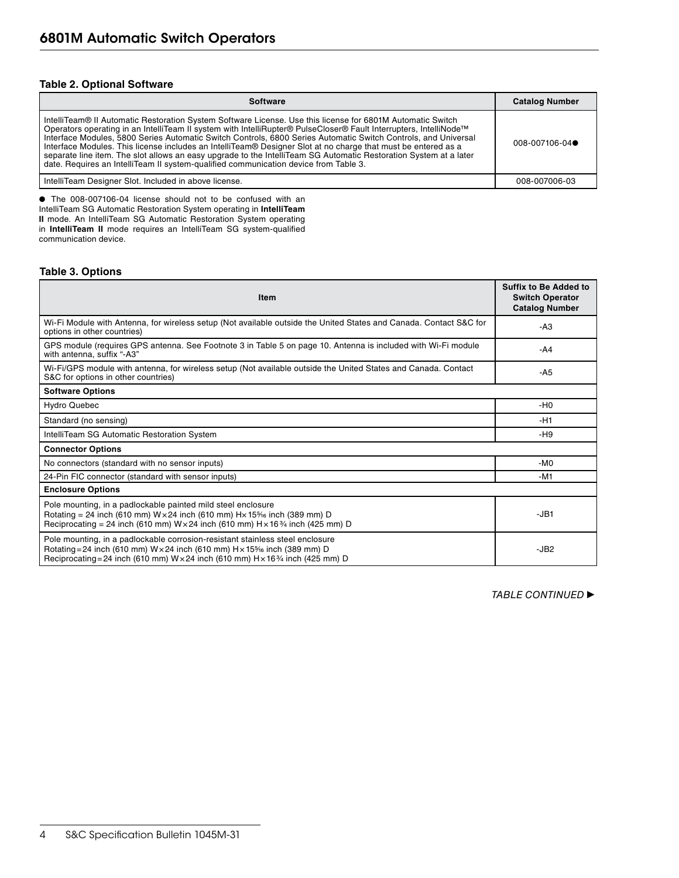### Table 2. Optional Software

| Software | Catalog Number |
|---|---|
| IntelliTeam® II Automatic Restoration System Software License. Use this license for 6801M Automatic Switch Operators operating in an IntelliTeam II system with IntelliRupter® PulseCloser® Fault Interrupters, IntelliNode™ Interface Modules, 5800 Series Automatic Switch Controls, 6800 Series Automatic Switch Controls, and Universal Interface Modules. This license includes an IntelliTeam® Designer Slot at no charge that must be entered as a separate line item. The slot allows an easy upgrade to the IntelliTeam SG Automatic Restoration System at a later date. Requires an IntelliTeam II system-qualified communication device from Table 3. | 008-007106-04● |
| IntelliTeam Designer Slot. Included in above license. | 008-007006-03 |

● The 008-007106-04 license should not to be confused with an IntelliTeam SG Automatic Restoration System operating in **IntelliTeam II** mode. An IntelliTeam SG Automatic Restoration System operating in **IntelliTeam II** mode requires an IntelliTeam SG system-qualified communication device.

### Table 3. Options

| Item | Suffix to Be Added to Switch Operator Catalog Number |
|---|---|
| Wi-Fi Module with Antenna, for wireless setup (Not available outside the United States and Canada. Contact S&C for options in other countries) | -A3 |
| GPS module (requires GPS antenna. See Footnote 3 in Table 5 on page 10. Antenna is included with Wi-Fi module with antenna, suffix "-A3" | -A4 |
| Wi-Fi/GPS module with antenna, for wireless setup (Not available outside the United States and Canada. Contact S&C for options in other countries) | -A5 |
| **Software Options** | |
| Hydro Quebec | -H0 |
| Standard (no sensing) | -H1 |
| IntelliTeam SG Automatic Restoration System | -H9 |
| **Connector Options** | |
| No connectors (standard with no sensor inputs) | -M0 |
| 24-Pin FIC connector (standard with sensor inputs) | -M1 |
| **Enclosure Options** | |
| Pole mounting, in a padlockable painted mild steel enclosure<br>Rotating = 24 inch (610 mm) W × 24 inch (610 mm) H × 15 5/16 inch (389 mm) D<br>Reciprocating = 24 inch (610 mm) W × 24 inch (610 mm) H × 16 3/4 inch (425 mm) D | -JB1 |
| Pole mounting, in a padlockable corrosion-resistant stainless steel enclosure<br>Rotating = 24 inch (610 mm) W × 24 inch (610 mm) H × 15 5/16 inch (389 mm) D<br>Reciprocating = 24 inch (610 mm) W × 24 inch (610 mm) H × 16 3/4 inch (425 mm) D | -JB2 |

*TABLE CONTINUED ►*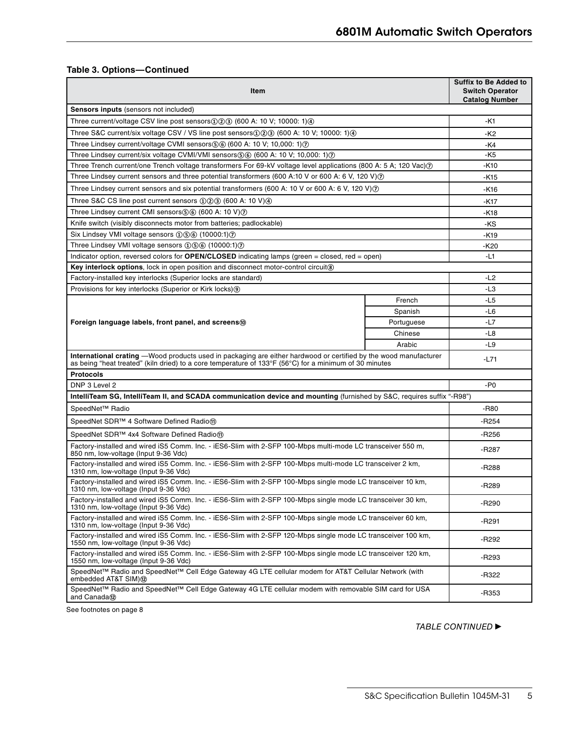**Table 3. Options—Continued**

| Item | | Suffix to Be Added to Switch Operator Catalog Number |
|---|---|---|
| **Sensors inputs** (sensors not included) | | |
| Three current/voltage CSV line post sensors①②③ (600 A: 10 V; 10000: 1)④ | | -K1 |
| Three S&C current/six voltage CSV / VS line post sensors①②③ (600 A: 10 V; 10000: 1)④ | | -K2 |
| Three Lindsey current/voltage CVMI sensors⑤⑥ (600 A: 10 V; 10,000: 1)⑦ | | -K4 |
| Three Lindsey current/six voltage CVMI/VMI sensors⑤⑥ (600 A: 10 V; 10,000: 1)⑦ | | -K5 |
| Three Trench current/one Trench voltage transformers For 69-kV voltage level applications (800 A: 5 A; 120 Vac)⑦ | | -K10 |
| Three Lindsey current sensors and three potential transformers (600 A:10 V or 600 A: 6 V, 120 V)⑦ | | -K15 |
| Three Lindsey current sensors and six potential transformers (600 A: 10 V or 600 A: 6 V, 120 V)⑦ | | -K16 |
| Three S&C CS line post current sensors ①②③ (600 A: 10 V)④ | | -K17 |
| Three Lindsey current CMI sensors⑤⑥ (600 A: 10 V)⑦ | | -K18 |
| Knife switch (visibly disconnects motor from batteries; padlockable) | | -KS |
| Six Lindsey VMI voltage sensors ①⑤⑥ (10000:1)⑦ | | -K19 |
| Three Lindsey VMI voltage sensors ①⑤⑥ (10000:1)⑦ | | -K20 |
| Indicator option, reversed colors for **OPEN/CLOSED** indicating lamps (green = closed, red = open) | | -L1 |
| **Key interlock options**, lock in open position and disconnect motor-control circuit⑧ | | |
| Factory-installed key interlocks (Superior locks are standard) | | -L2 |
| Provisions for key interlocks (Superior or Kirk locks)⑨ | | -L3 |
| **Foreign language labels, front panel, and screens**⑩ | French | -L5 |
| | Spanish | -L6 |
| | Portuguese | -L7 |
| | Chinese | -L8 |
| | Arabic | -L9 |
| **International crating** —Wood products used in packaging are either hardwood or certified by the wood manufacturer as being "heat treated" (kiln dried) to a core temperature of 133°F (56°C) for a minimum of 30 minutes | | -L71 |
| **Protocols** | | |
| DNP 3 Level 2 | | -P0 |
| **IntelliTeam SG, IntelliTeam II, and SCADA communication device and mounting** (furnished by S&C, requires suffix "-R98") | | |
| SpeedNet™ Radio | | -R80 |
| SpeedNet SDR™ 4 Software Defined Radio⑪ | | -R254 |
| SpeedNet SDR™ 4x4 Software Defined Radio⑪ | | -R256 |
| Factory-installed and wired iS5 Comm. Inc. - iES6-Slim with 2-SFP 100-Mbps multi-mode LC transceiver 550 m, 850 nm, low-voltage (Input 9-36 Vdc) | | -R287 |
| Factory-installed and wired iS5 Comm. Inc. - iES6-Slim with 2-SFP 100-Mbps multi-mode LC transceiver 2 km, 1310 nm, low-voltage (Input 9-36 Vdc) | | -R288 |
| Factory-installed and wired iS5 Comm. Inc. - iES6-Slim with 2-SFP 100-Mbps single mode LC transceiver 10 km, 1310 nm, low-voltage (Input 9-36 Vdc) | | -R289 |
| Factory-installed and wired iS5 Comm. Inc. - iES6-Slim with 2-SFP 100-Mbps single mode LC transceiver 30 km, 1310 nm, low-voltage (Input 9-36 Vdc) | | -R290 |
| Factory-installed and wired iS5 Comm. Inc. - iES6-Slim with 2-SFP 100-Mbps single mode LC transceiver 60 km, 1310 nm, low-voltage (Input 9-36 Vdc) | | -R291 |
| Factory-installed and wired iS5 Comm. Inc. - iES6-Slim with 2-SFP 120-Mbps single mode LC transceiver 100 km, 1550 nm, low-voltage (Input 9-36 Vdc) | | -R292 |
| Factory-installed and wired iS5 Comm. Inc. - iES6-Slim with 2-SFP 100-Mbps single mode LC transceiver 120 km, 1550 nm, low-voltage (Input 9-36 Vdc) | | -R293 |
| SpeedNet™ Radio and SpeedNet™ Cell Edge Gateway 4G LTE cellular modem for AT&T Cellular Network (with embedded AT&T SIM)⑫ | | -R322 |
| SpeedNet™ Radio and SpeedNet™ Cell Edge Gateway 4G LTE cellular modem with removable SIM card for USA and Canada⑫ | | -R353 |

See footnotes on page 8

*TABLE CONTINUED ►*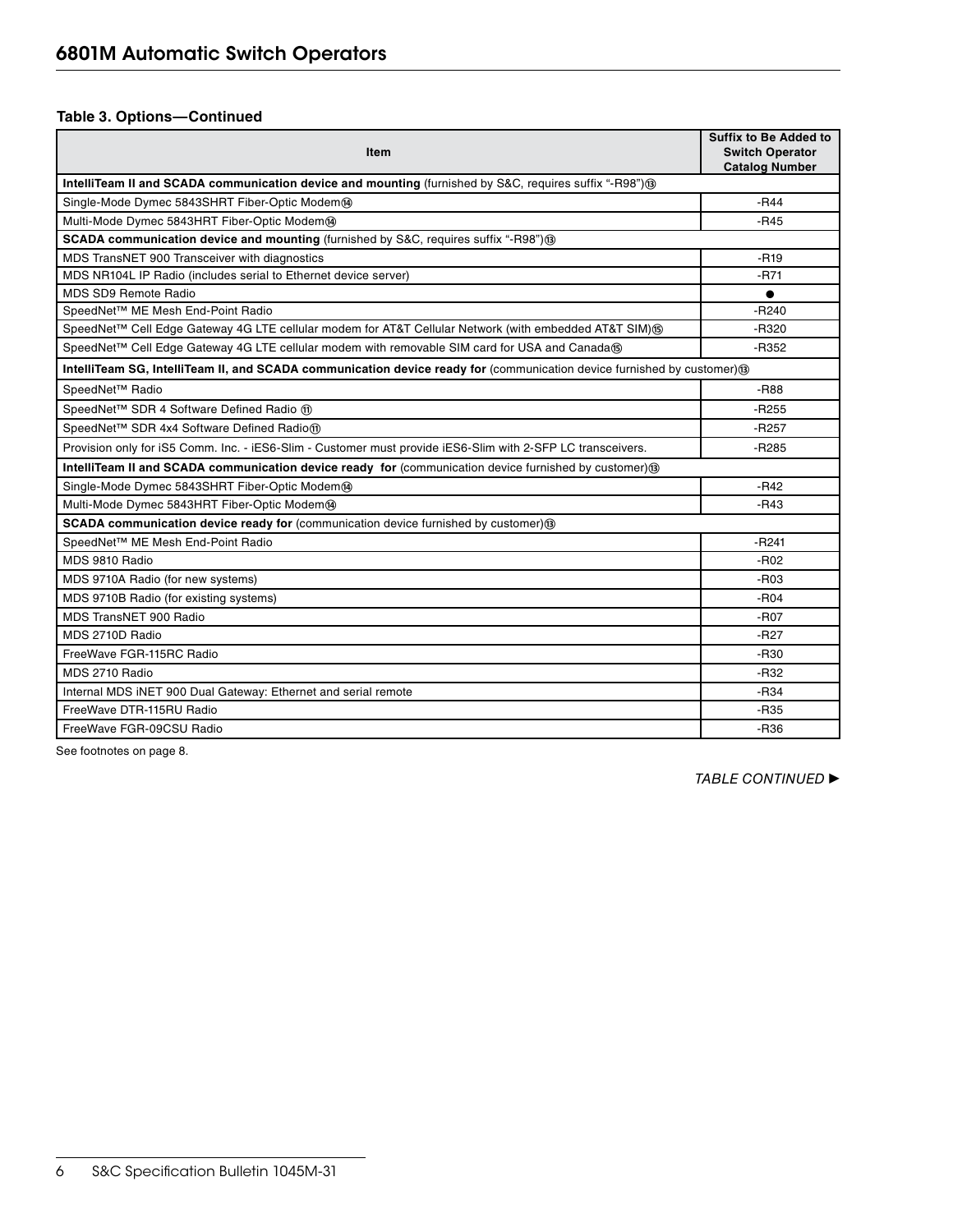**Table 3. Options—Continued**

| Item | Suffix to Be Added to Switch Operator Catalog Number |
|---|---|
| **IntelliTeam II and SCADA communication device and mounting** (furnished by S&C, requires suffix "-R98")⑬ | |
| Single-Mode Dymec 5843SHRT Fiber-Optic Modem⑭ | -R44 |
| Multi-Mode Dymec 5843HRT Fiber-Optic Modem⑭ | -R45 |
| **SCADA communication device and mounting** (furnished by S&C, requires suffix "-R98")⑬ | |
| MDS TransNET 900 Transceiver with diagnostics | -R19 |
| MDS NR104L IP Radio (includes serial to Ethernet device server) | -R71 |
| MDS SD9 Remote Radio | ● |
| SpeedNet™ ME Mesh End-Point Radio | -R240 |
| SpeedNet™ Cell Edge Gateway 4G LTE cellular modem for AT&T Cellular Network (with embedded AT&T SIM)⑮ | -R320 |
| SpeedNet™ Cell Edge Gateway 4G LTE cellular modem with removable SIM card for USA and Canada⑮ | -R352 |
| **IntelliTeam SG, IntelliTeam II, and SCADA communication device ready for** (communication device furnished by customer)⑬ | |
| SpeedNet™ Radio | -R88 |
| SpeedNet™ SDR 4 Software Defined Radio ⑪ | -R255 |
| SpeedNet™ SDR 4x4 Software Defined Radio⑪ | -R257 |
| Provision only for iS5 Comm. Inc. - iES6-Slim - Customer must provide iES6-Slim with 2-SFP LC transceivers. | -R285 |
| **IntelliTeam II and SCADA communication device ready for** (communication device furnished by customer)⑬ | |
| Single-Mode Dymec 5843SHRT Fiber-Optic Modem⑭ | -R42 |
| Multi-Mode Dymec 5843HRT Fiber-Optic Modem⑭ | -R43 |
| **SCADA communication device ready for** (communication device furnished by customer)⑬ | |
| SpeedNet™ ME Mesh End-Point Radio | -R241 |
| MDS 9810 Radio | -R02 |
| MDS 9710A Radio (for new systems) | -R03 |
| MDS 9710B Radio (for existing systems) | -R04 |
| MDS TransNET 900 Radio | -R07 |
| MDS 2710D Radio | -R27 |
| FreeWave FGR-115RC Radio | -R30 |
| MDS 2710 Radio | -R32 |
| Internal MDS iNET 900 Dual Gateway: Ethernet and serial remote | -R34 |
| FreeWave DTR-115RU Radio | -R35 |
| FreeWave FGR-09CSU Radio | -R36 |

See footnotes on page 8.

*TABLE CONTINUED ►*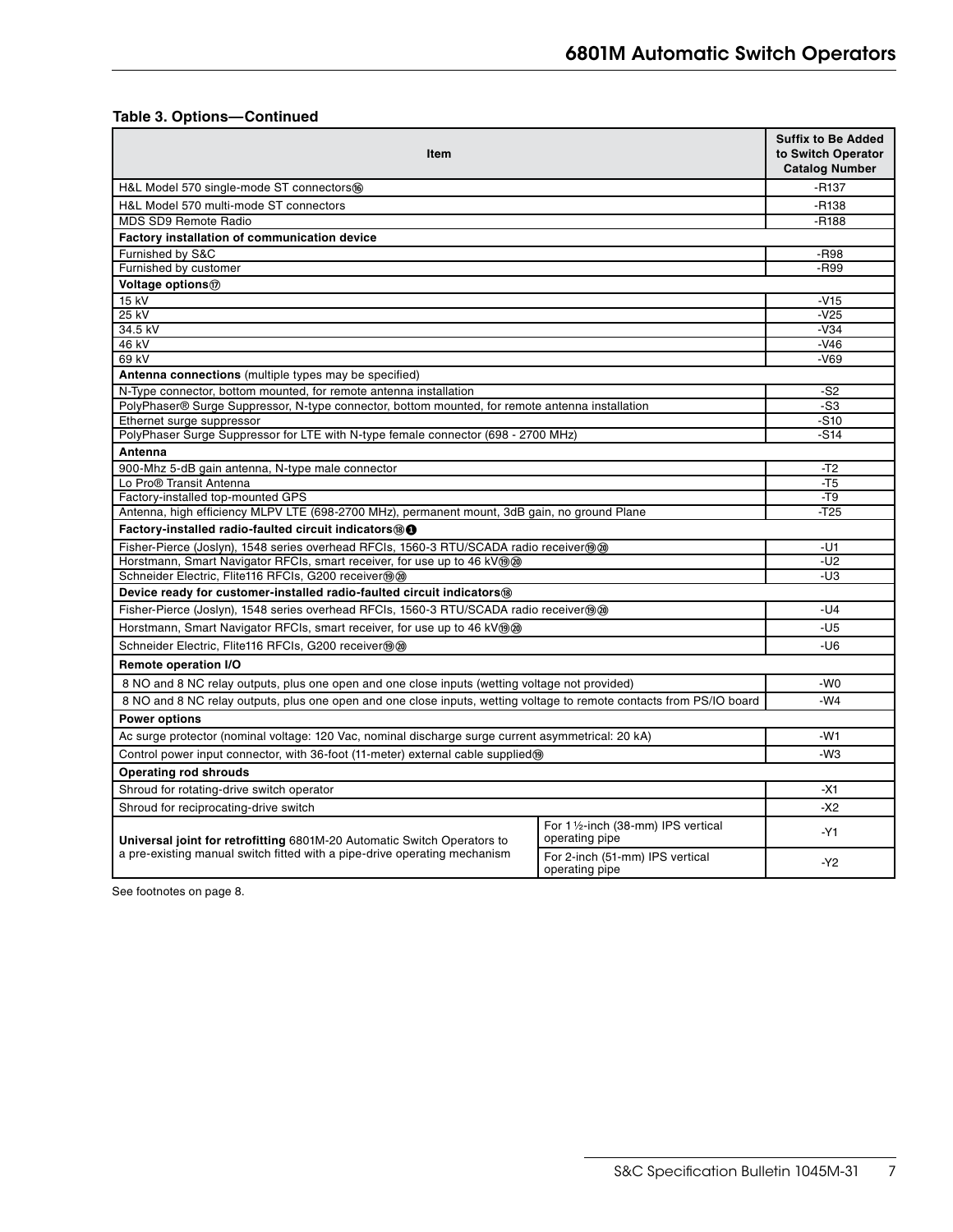**Table 3. Options—Continued**

| Item | | Suffix to Be Added to Switch Operator Catalog Number |
|---|---|---|
| H&L Model 570 single-mode ST connectors[16] | | -R137 |
| H&L Model 570 multi-mode ST connectors | | -R138 |
| MDS SD9 Remote Radio | | -R188 |
| **Factory installation of communication device** | | |
| Furnished by S&C | | -R98 |
| Furnished by customer | | -R99 |
| **Voltage options**[17] | | |
| 15 kV | | -V15 |
| 25 kV | | -V25 |
| 34.5 kV | | -V34 |
| 46 kV | | -V46 |
| 69 kV | | -V69 |
| **Antenna connections** (multiple types may be specified) | | |
| N-Type connector, bottom mounted, for remote antenna installation | | -S2 |
| PolyPhaser® Surge Suppressor, N-type connector, bottom mounted, for remote antenna installation | | -S3 |
| Ethernet surge suppressor | | -S10 |
| PolyPhaser Surge Suppressor for LTE with N-type female connector (698 - 2700 MHz) | | -S14 |
| **Antenna** | | |
| 900-Mhz 5-dB gain antenna, N-type male connector | | -T2 |
| Lo Pro® Transit Antenna | | -T5 |
| Factory-installed top-mounted GPS | | -T9 |
| Antenna, high efficiency MLPV LTE (698-2700 MHz), permanent mount, 3dB gain, no ground Plane | | -T25 |
| **Factory-installed radio-faulted circuit indicators**[18] ❶ | | |
| Fisher-Pierce (Joslyn), 1548 series overhead RFCIs, 1560-3 RTU/SCADA radio receiver[19][20] | | -U1 |
| Horstmann, Smart Navigator RFCIs, smart receiver, for use up to 46 kV[19][20] | | -U2 |
| Schneider Electric, Flite116 RFCIs, G200 receiver[19][20] | | -U3 |
| **Device ready for customer-installed radio-faulted circuit indicators**[18] | | |
| Fisher-Pierce (Joslyn), 1548 series overhead RFCIs, 1560-3 RTU/SCADA radio receiver[19][20] | | -U4 |
| Horstmann, Smart Navigator RFCIs, smart receiver, for use up to 46 kV[19][20] | | -U5 |
| Schneider Electric, Flite116 RFCIs, G200 receiver[19][20] | | -U6 |
| **Remote operation I/O** | | |
| 8 NO and 8 NC relay outputs, plus one open and one close inputs (wetting voltage not provided) | | -W0 |
| 8 NO and 8 NC relay outputs, plus one open and one close inputs, wetting voltage to remote contacts from PS/IO board | | -W4 |
| **Power options** | | |
| Ac surge protector (nominal voltage: 120 Vac, nominal discharge surge current asymmetrical: 20 kA) | | -W1 |
| Control power input connector, with 36-foot (11-meter) external cable supplied[19] | | -W3 |
| **Operating rod shrouds** | | |
| Shroud for rotating-drive switch operator | | -X1 |
| Shroud for reciprocating-drive switch | | -X2 |
| **Universal joint for retrofitting** 6801M-20 Automatic Switch Operators to a pre-existing manual switch fitted with a pipe-drive operating mechanism | For 1½-inch (38-mm) IPS vertical operating pipe | -Y1 |
| | For 2-inch (51-mm) IPS vertical operating pipe | -Y2 |

See footnotes on page 8.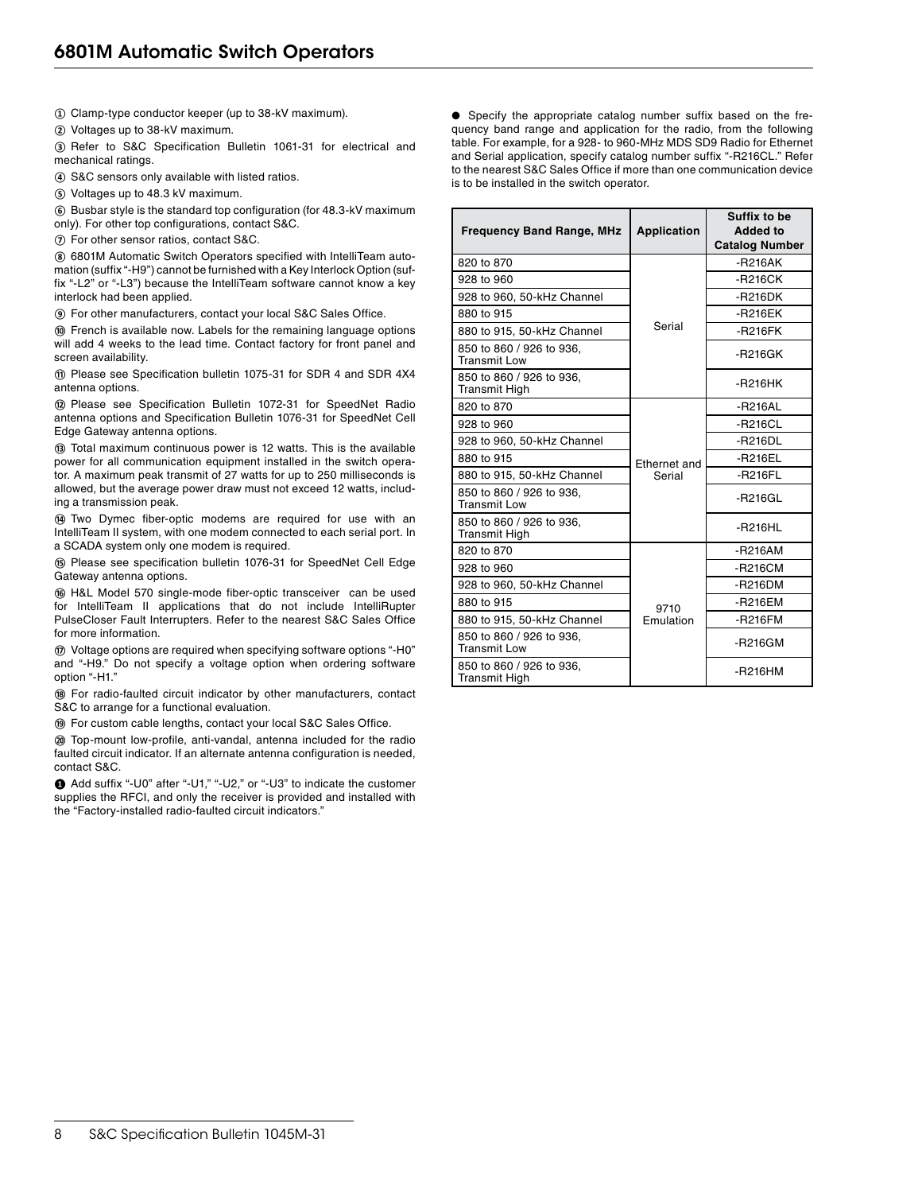① Clamp-type conductor keeper (up to 38-kV maximum).

② Voltages up to 38-kV maximum.

③ Refer to S&C Specification Bulletin 1061-31 for electrical and mechanical ratings.

④ S&C sensors only available with listed ratios.

⑤ Voltages up to 48.3 kV maximum.

⑥ Busbar style is the standard top configuration (for 48.3-kV maximum only). For other top configurations, contact S&C.

⑦ For other sensor ratios, contact S&C.

⑧ 6801M Automatic Switch Operators specified with IntelliTeam automation (suffix "-H9") cannot be furnished with a Key Interlock Option (suffix "-L2" or "-L3") because the IntelliTeam software cannot know a key interlock had been applied.

⑨ For other manufacturers, contact your local S&C Sales Office.

⑩ French is available now. Labels for the remaining language options will add 4 weeks to the lead time. Contact factory for front panel and screen availability.

⑪ Please see Specification bulletin 1075-31 for SDR 4 and SDR 4X4 antenna options.

⑫ Please see Specification Bulletin 1072-31 for SpeedNet Radio antenna options and Specification Bulletin 1076-31 for SpeedNet Cell Edge Gateway antenna options.

⑬ Total maximum continuous power is 12 watts. This is the available power for all communication equipment installed in the switch operator. A maximum peak transmit of 27 watts for up to 250 milliseconds is allowed, but the average power draw must not exceed 12 watts, including a transmission peak.

⑭ Two Dymec fiber-optic modems are required for use with an IntelliTeam II system, with one modem connected to each serial port. In a SCADA system only one modem is required.

⑮ Please see specification bulletin 1076-31 for SpeedNet Cell Edge Gateway antenna options.

⑯ H&L Model 570 single-mode fiber-optic transceiver can be used for IntelliTeam II applications that do not include IntelliRupter PulseCloser Fault Interrupters. Refer to the nearest S&C Sales Office for more information.

⑰ Voltage options are required when specifying software options "-H0" and "-H9." Do not specify a voltage option when ordering software option "-H1."

⑱ For radio-faulted circuit indicator by other manufacturers, contact S&C to arrange for a functional evaluation.

⑲ For custom cable lengths, contact your local S&C Sales Office.

⑳ Top-mount low-profile, anti-vandal, antenna included for the radio faulted circuit indicator. If an alternate antenna configuration is needed, contact S&C.

❶ Add suffix "-U0" after "-U1," "-U2," or "-U3" to indicate the customer supplies the RFCI, and only the receiver is provided and installed with the "Factory-installed radio-faulted circuit indicators."

● Specify the appropriate catalog number suffix based on the frequency band range and application for the radio, from the following table. For example, for a 928- to 960-MHz MDS SD9 Radio for Ethernet and Serial application, specify catalog number suffix "-R216CL." Refer to the nearest S&C Sales Office if more than one communication device is to be installed in the switch operator.

| Frequency Band Range, MHz | Application | Suffix to be Added to Catalog Number |
|---|---|---|
| 820 to 870 | Serial | -R216AK |
| 928 to 960 | | -R216CK |
| 928 to 960, 50-kHz Channel | | -R216DK |
| 880 to 915 | | -R216EK |
| 880 to 915, 50-kHz Channel | | -R216FK |
| 850 to 860 / 926 to 936, Transmit Low | | -R216GK |
| 850 to 860 / 926 to 936, Transmit High | | -R216HK |
| 820 to 870 | Ethernet and Serial | -R216AL |
| 928 to 960 | | -R216CL |
| 928 to 960, 50-kHz Channel | | -R216DL |
| 880 to 915 | | -R216EL |
| 880 to 915, 50-kHz Channel | | -R216FL |
| 850 to 860 / 926 to 936, Transmit Low | | -R216GL |
| 850 to 860 / 926 to 936, Transmit High | | -R216HL |
| 820 to 870 | 9710 Emulation | -R216AM |
| 928 to 960 | | -R216CM |
| 928 to 960, 50-kHz Channel | | -R216DM |
| 880 to 915 | | -R216EM |
| 880 to 915, 50-kHz Channel | | -R216FM |
| 850 to 860 / 926 to 936, Transmit Low | | -R216GM |
| 850 to 860 / 926 to 936, Transmit High | | -R216HM |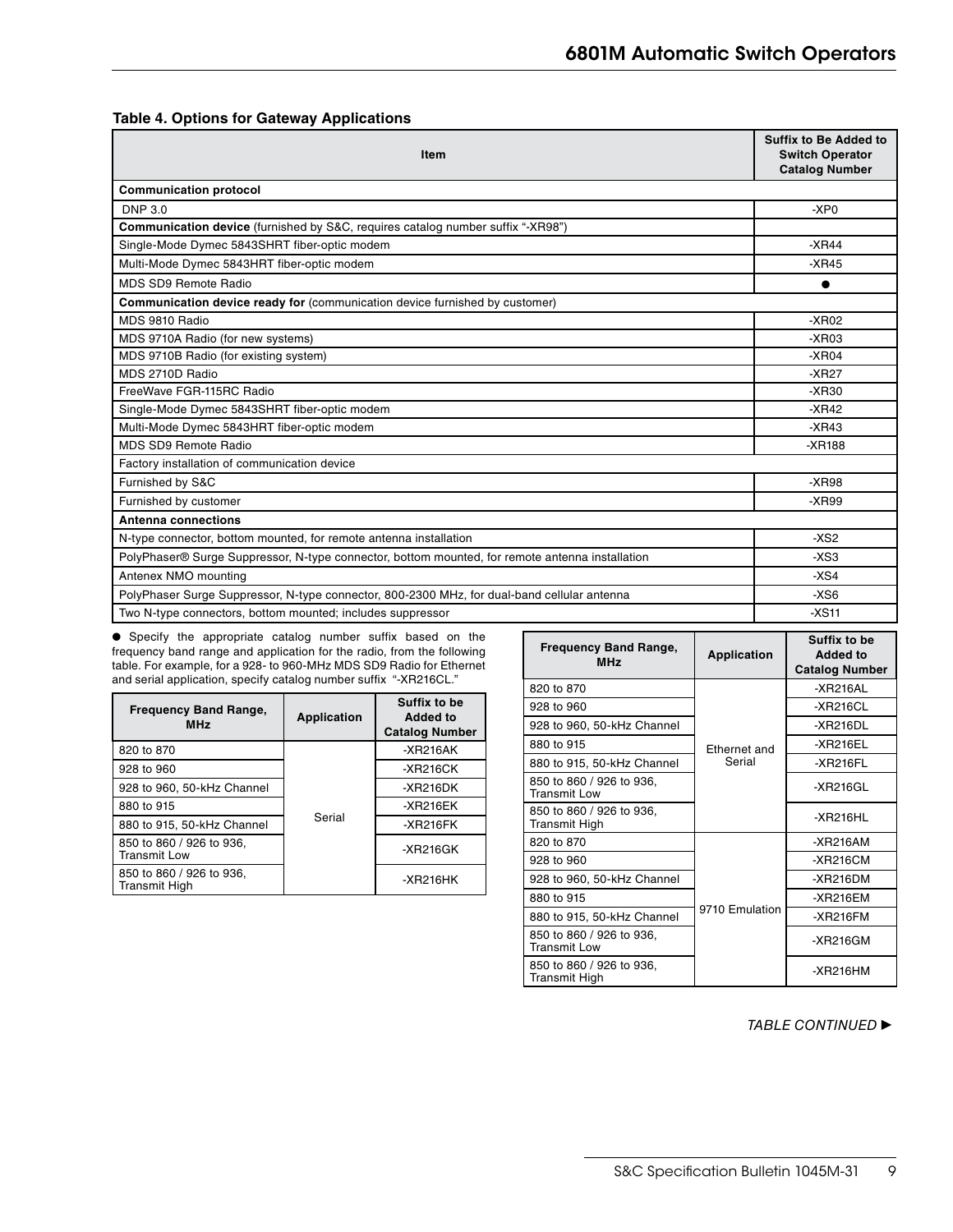**Table 4. Options for Gateway Applications**

| Item | Suffix to Be Added to Switch Operator Catalog Number |
|---|---|
| **Communication protocol** | |
| DNP 3.0 | -XP0 |
| **Communication device** (furnished by S&C, requires catalog number suffix "-XR98") | |
| Single-Mode Dymec 5843SHRT fiber-optic modem | -XR44 |
| Multi-Mode Dymec 5843HRT fiber-optic modem | -XR45 |
| MDS SD9 Remote Radio | ● |
| **Communication device ready for** (communication device furnished by customer) | |
| MDS 9810 Radio | -XR02 |
| MDS 9710A Radio (for new systems) | -XR03 |
| MDS 9710B Radio (for existing system) | -XR04 |
| MDS 2710D Radio | -XR27 |
| FreeWave FGR-115RC Radio | -XR30 |
| Single-Mode Dymec 5843SHRT fiber-optic modem | -XR42 |
| Multi-Mode Dymec 5843HRT fiber-optic modem | -XR43 |
| MDS SD9 Remote Radio | -XR188 |
| Factory installation of communication device | |
| Furnished by S&C | -XR98 |
| Furnished by customer | -XR99 |
| **Antenna connections** | |
| N-type connector, bottom mounted, for remote antenna installation | -XS2 |
| PolyPhaser® Surge Suppressor, N-type connector, bottom mounted, for remote antenna installation | -XS3 |
| Antenex NMO mounting | -XS4 |
| PolyPhaser Surge Suppressor, N-type connector, 800-2300 MHz, for dual-band cellular antenna | -XS6 |
| Two N-type connectors, bottom mounted; includes suppressor | -XS11 |

● Specify the appropriate catalog number suffix based on the frequency band range and application for the radio, from the following table. For example, for a 928- to 960-MHz MDS SD9 Radio for Ethernet and serial application, specify catalog number suffix "-XR216CL."

| Frequency Band Range, MHz | Application | Suffix to be Added to Catalog Number |
|---|---|---|
| 820 to 870 | Serial | -XR216AK |
| 928 to 960 | | -XR216CK |
| 928 to 960, 50-kHz Channel | | -XR216DK |
| 880 to 915 | | -XR216EK |
| 880 to 915, 50-kHz Channel | | -XR216FK |
| 850 to 860 / 926 to 936, Transmit Low | | -XR216GK |
| 850 to 860 / 926 to 936, Transmit High | | -XR216HK |

| Frequency Band Range, MHz | Application | Suffix to be Added to Catalog Number |
|---|---|---|
| 820 to 870 | Ethernet and Serial | -XR216AL |
| 928 to 960 | | -XR216CL |
| 928 to 960, 50-kHz Channel | | -XR216DL |
| 880 to 915 | | -XR216EL |
| 880 to 915, 50-kHz Channel | | -XR216FL |
| 850 to 860 / 926 to 936, Transmit Low | | -XR216GL |
| 850 to 860 / 926 to 936, Transmit High | | -XR216HL |
| 820 to 870 | 9710 Emulation | -XR216AM |
| 928 to 960 | | -XR216CM |
| 928 to 960, 50-kHz Channel | | -XR216DM |
| 880 to 915 | | -XR216EM |
| 880 to 915, 50-kHz Channel | | -XR216FM |
| 850 to 860 / 926 to 936, Transmit Low | | -XR216GM |
| 850 to 860 / 926 to 936, Transmit High | | -XR216HM |

*TABLE CONTINUED ►*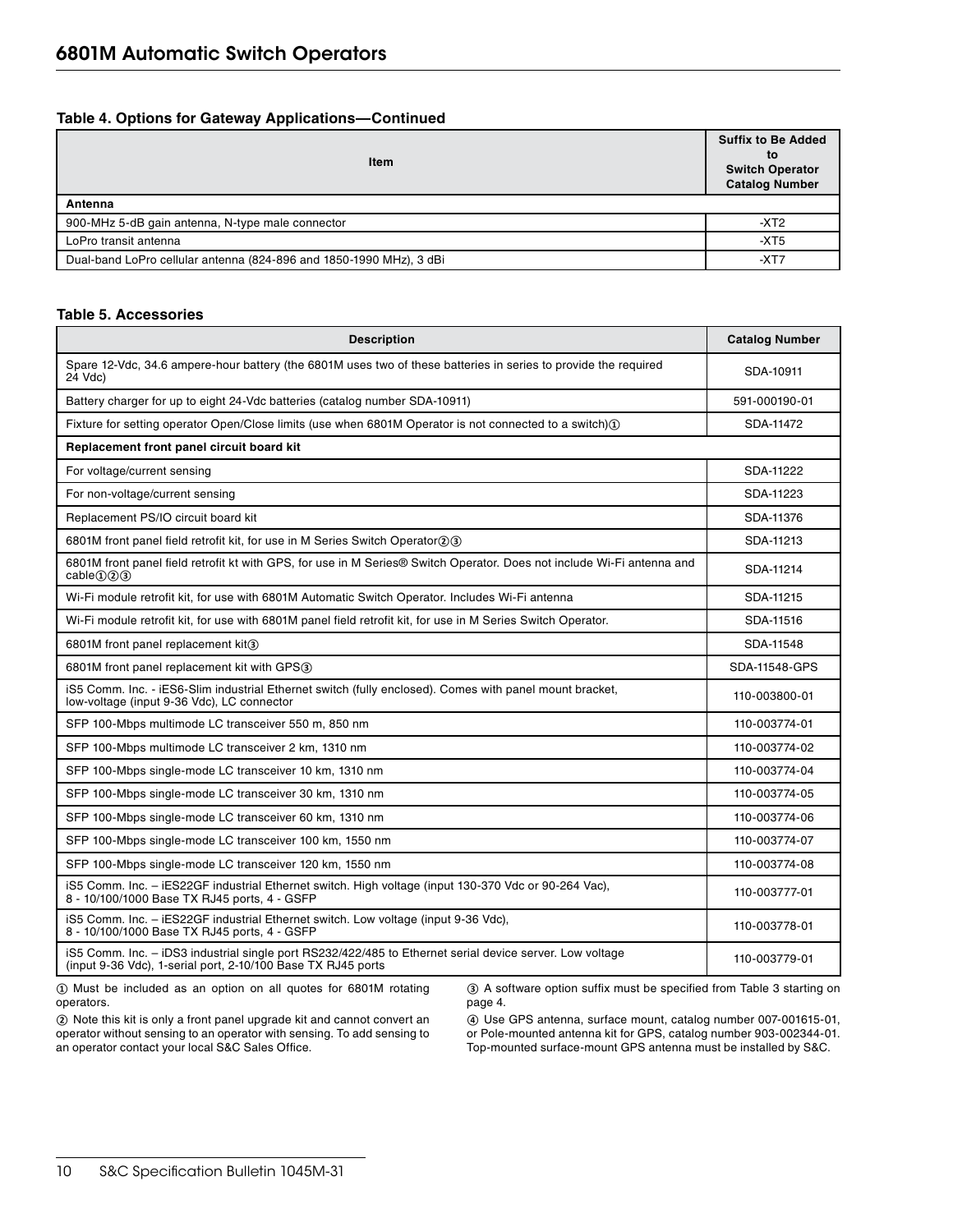# 6801M Automatic Switch Operators

**Table 4. Options for Gateway Applications—Continued**

| Item | Suffix to Be Added to Switch Operator Catalog Number |
|---|---|
| **Antenna** | |
| 900-MHz 5-dB gain antenna, N-type male connector | -XT2 |
| LoPro transit antenna | -XT5 |
| Dual-band LoPro cellular antenna (824-896 and 1850-1990 MHz), 3 dBi | -XT7 |

**Table 5. Accessories**

| Description | Catalog Number |
|---|---|
| Spare 12-Vdc, 34.6 ampere-hour battery (the 6801M uses two of these batteries in series to provide the required 24 Vdc) | SDA-10911 |
| Battery charger for up to eight 24-Vdc batteries (catalog number SDA-10911) | 591-000190-01 |
| Fixture for setting operator Open/Close limits (use when 6801M Operator is not connected to a switch)① | SDA-11472 |
| **Replacement front panel circuit board kit** | |
| For voltage/current sensing | SDA-11222 |
| For non-voltage/current sensing | SDA-11223 |
| Replacement PS/IO circuit board kit | SDA-11376 |
| 6801M front panel field retrofit kit, for use in M Series Switch Operator②③ | SDA-11213 |
| 6801M front panel field retrofit kt with GPS, for use in M Series® Switch Operator. Does not include Wi-Fi antenna and cable①②③ | SDA-11214 |
| Wi-Fi module retrofit kit, for use with 6801M Automatic Switch Operator. Includes Wi-Fi antenna | SDA-11215 |
| Wi-Fi module retrofit kit, for use with 6801M panel field retrofit kit, for use in M Series Switch Operator. | SDA-11516 |
| 6801M front panel replacement kit③ | SDA-11548 |
| 6801M front panel replacement kit with GPS③ | SDA-11548-GPS |
| iS5 Comm. Inc. - iES6-Slim industrial Ethernet switch (fully enclosed). Comes with panel mount bracket, low-voltage (input 9-36 Vdc), LC connector | 110-003800-01 |
| SFP 100-Mbps multimode LC transceiver 550 m, 850 nm | 110-003774-01 |
| SFP 100-Mbps multimode LC transceiver 2 km, 1310 nm | 110-003774-02 |
| SFP 100-Mbps single-mode LC transceiver 10 km, 1310 nm | 110-003774-04 |
| SFP 100-Mbps single-mode LC transceiver 30 km, 1310 nm | 110-003774-05 |
| SFP 100-Mbps single-mode LC transceiver 60 km, 1310 nm | 110-003774-06 |
| SFP 100-Mbps single-mode LC transceiver 100 km, 1550 nm | 110-003774-07 |
| SFP 100-Mbps single-mode LC transceiver 120 km, 1550 nm | 110-003774-08 |
| iS5 Comm. Inc. – iES22GF industrial Ethernet switch. High voltage (input 130-370 Vdc or 90-264 Vac), 8 - 10/100/1000 Base TX RJ45 ports, 4 - GSFP | 110-003777-01 |
| iS5 Comm. Inc. – iES22GF industrial Ethernet switch. Low voltage (input 9-36 Vdc), 8 - 10/100/1000 Base TX RJ45 ports, 4 - GSFP | 110-003778-01 |
| iS5 Comm. Inc. – iDS3 industrial single port RS232/422/485 to Ethernet serial device server. Low voltage (input 9-36 Vdc), 1-serial port, 2-10/100 Base TX RJ45 ports | 110-003779-01 |

① Must be included as an option on all quotes for 6801M rotating operators.

② Note this kit is only a front panel upgrade kit and cannot convert an operator without sensing to an operator with sensing. To add sensing to an operator contact your local S&C Sales Office.

③ A software option suffix must be specified from Table 3 starting on page 4.

④ Use GPS antenna, surface mount, catalog number 007-001615-01, or Pole-mounted antenna kit for GPS, catalog number 903-002344-01. Top-mounted surface-mount GPS antenna must be installed by S&C.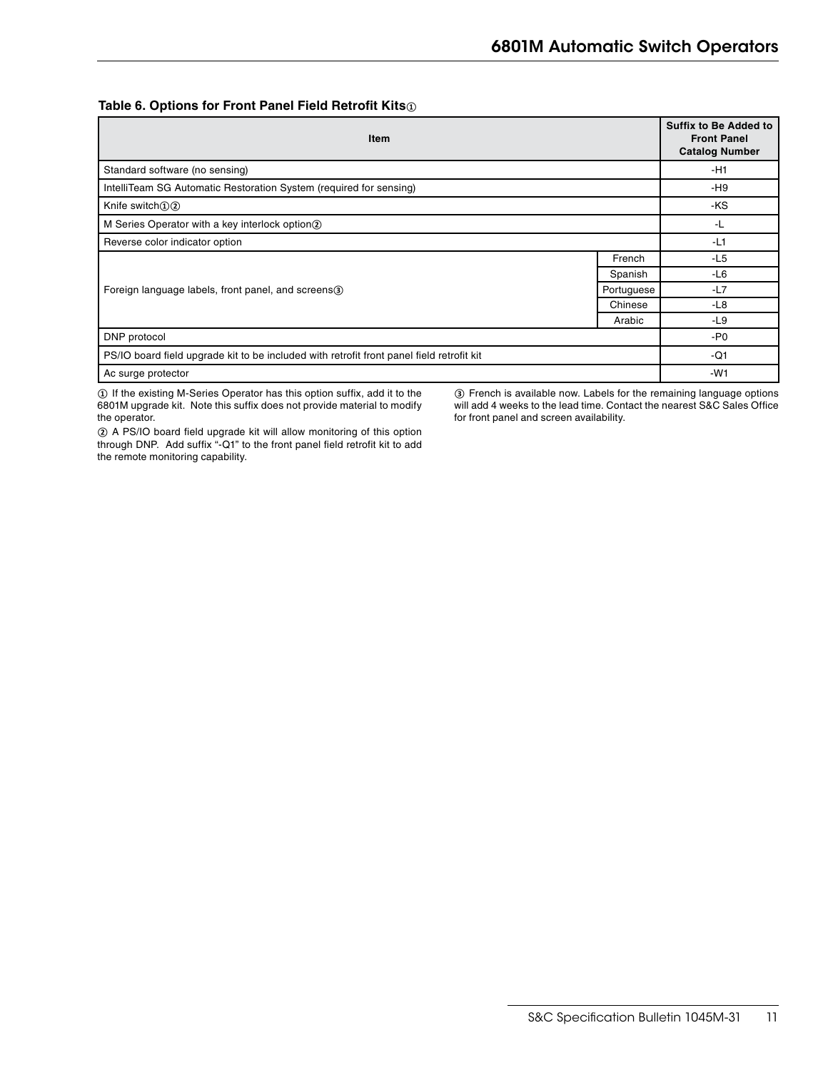**Table 6. Options for Front Panel Field Retrofit Kits①**

| Item | | Suffix to Be Added to Front Panel Catalog Number |
|---|---|---|
| Standard software (no sensing) | | -H1 |
| IntelliTeam SG Automatic Restoration System (required for sensing) | | -H9 |
| Knife switch①② | | -KS |
| M Series Operator with a key interlock option② | | -L |
| Reverse color indicator option | | -L1 |
| Foreign language labels, front panel, and screens③ | French | -L5 |
| | Spanish | -L6 |
| | Portuguese | -L7 |
| | Chinese | -L8 |
| | Arabic | -L9 |
| DNP protocol | | -P0 |
| PS/IO board field upgrade kit to be included with retrofit front panel field retrofit kit | | -Q1 |
| Ac surge protector | | -W1 |

① If the existing M-Series Operator has this option suffix, add it to the 6801M upgrade kit. Note this suffix does not provide material to modify the operator.

② A PS/IO board field upgrade kit will allow monitoring of this option through DNP. Add suffix "-Q1" to the front panel field retrofit kit to add the remote monitoring capability.

③ French is available now. Labels for the remaining language options will add 4 weeks to the lead time. Contact the nearest S&C Sales Office for front panel and screen availability.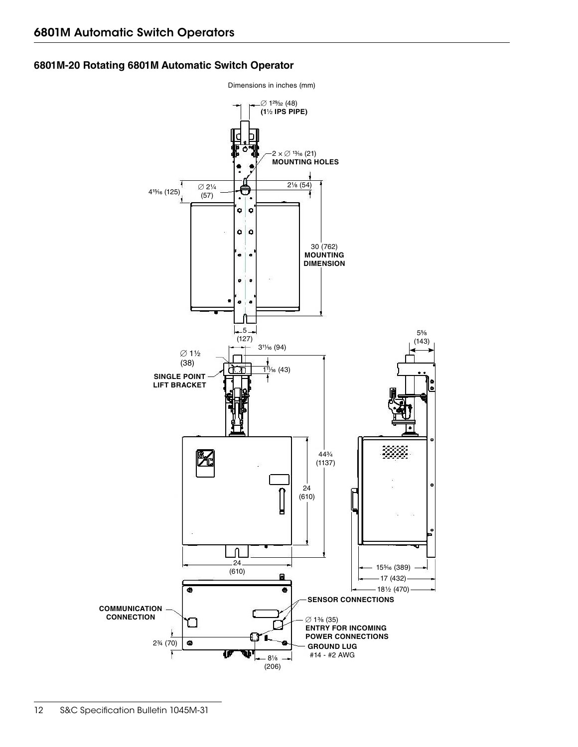## 6801M-20 Rotating 6801M Automatic Switch Operator

Dimensions in inches (mm)

∅ 1²⁹⁄₃₂ (48)
**(1½ IPS PIPE)**

2 × ∅ ¹³⁄₁₆ (21)
**MOUNTING HOLES**

4¹⁵⁄₁₆ (125)

∅ 2¼ (57)

2⅛ (54)

30 (762)
**MOUNTING DIMENSION**

5 (127)

5⅝ (143)

3¹¹⁄₁₆ (94)

∅ 1½ (38)

**SINGLE POINT LIFT BRACKET**

1¹¹⁄₁₆ (43)

44¾ (1137)

24 (610)

24 (610)

15⁵⁄₁₆ (389)

17 (432)

18½ (470)

**SENSOR CONNECTIONS**

**COMMUNICATION CONNECTION**

∅ 1⅜ (35)
**ENTRY FOR INCOMING POWER CONNECTIONS**

2¾ (70)

**GROUND LUG**
#14 - #2 AWG

8⅛ (206)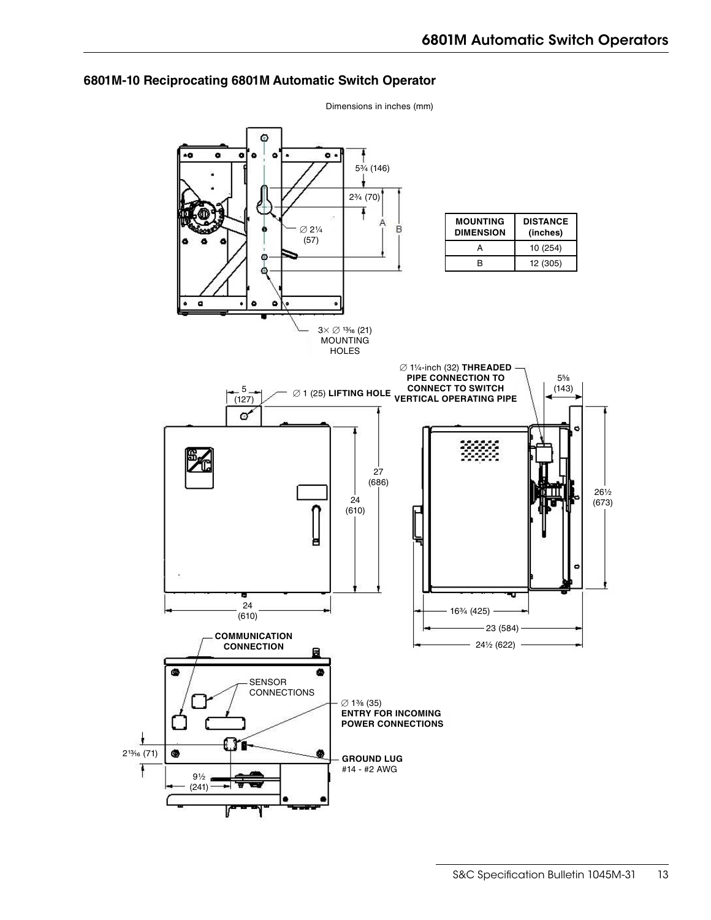## 6801M-10 Reciprocating 6801M Automatic Switch Operator

Dimensions in inches (mm)

5¾ (146)

2¾ (70)

∅ 2¼
(57)

A

B

3× ∅ 13⁄16 (21)
MOUNTING
HOLES

| MOUNTING DIMENSION | DISTANCE (inches) |
|---|---|
| A | 10 (254) |
| B | 12 (305) |

5
(127)

∅ 1 (25) **LIFTING HOLE**

∅ 1¼-inch (32) **THREADED PIPE CONNECTION TO CONNECT TO SWITCH VERTICAL OPERATING PIPE**

5⅝
(143)

27
(686)

24
(610)

26½
(673)

24
(610)

16¾ (425)

23 (584)

24½ (622)

**COMMUNICATION CONNECTION**

SENSOR CONNECTIONS

∅ 1⅜ (35)
**ENTRY FOR INCOMING POWER CONNECTIONS**

2 13⁄16 (71)

**GROUND LUG**
#14 - #2 AWG

9½
(241)